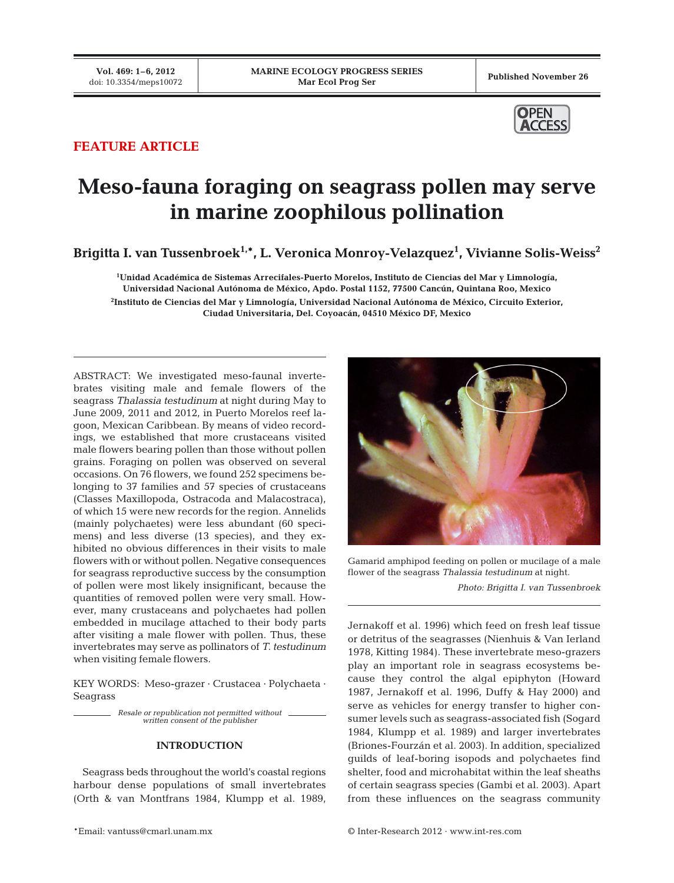FEATURE ARTICLE

# Meso-fauna foraging on seagrass pollen may serve in marine zoophilous pollination

**Brigitta I. van Tussenbroek[1,*], L. Veronica Monroy-Velazquez[1], Vivianne Solis-Weiss[2]**

[1]Unidad Académica de Sistemas Arrecifales-Puerto Morelos, Instituto de Ciencias del Mar y Limnología, Universidad Nacional Autónoma de México, Apdo. Postal 1152, 77500 Cancún, Quintana Roo, Mexico

[2]Instituto de Ciencias del Mar y Limnología, Universidad Nacional Autónoma de México, Circuito Exterior, Ciudad Universitaria, Del. Coyoacán, 04510 México DF, Mexico

ABSTRACT: We investigated meso-faunal invertebrates visiting male and female flowers of the seagrass *Thalassia testudinum* at night during May to June 2009, 2011 and 2012, in Puerto Morelos reef lagoon, Mexican Caribbean. By means of video recordings, we established that more crustaceans visited male flowers bearing pollen than those without pollen grains. Foraging on pollen was observed on several occasions. On 76 flowers, we found 252 specimens belonging to 37 families and 57 species of crustaceans (Classes Maxillopoda, Ostracoda and Malacostraca), of which 15 were new records for the region. Annelids (mainly polychaetes) were less abundant (60 specimens) and less diverse (13 species), and they exhibited no obvious differences in their visits to male flowers with or without pollen. Negative consequences for seagrass reproductive success by the consumption of pollen were most likely insignificant, because the quantities of removed pollen were very small. However, many crustaceans and polychaetes had pollen embedded in mucilage attached to their body parts after visiting a male flower with pollen. Thus, these invertebrates may serve as pollinators of *T. testudinum* when visiting female flowers.

KEY WORDS: Meso-grazer · Crustacea · Polychaeta · Seagrass

*Resale or republication not permitted without written consent of the publisher*

Gamarid amphipod feeding on pollen or mucilage of a male flower of the seagrass *Thalassia testudinum* at night.

*Photo: Brigitta I. van Tussenbroek*

## INTRODUCTION

Seagrass beds throughout the world's coastal regions harbour dense populations of small invertebrates (Orth & van Montfrans 1984, Klumpp et al. 1989, Jernakoff et al. 1996) which feed on fresh leaf tissue or detritus of the seagrasses (Nienhuis & Van Ierland 1978, Kitting 1984). These invertebrate meso-grazers play an important role in seagrass ecosystems because they control the algal epiphyton (Howard 1987, Jernakoff et al. 1996, Duffy & Hay 2000) and serve as vehicles for energy transfer to higher consumer levels such as seagrass-associated fish (Sogard 1984, Klumpp et al. 1989) and larger invertebrates (Briones-Fourzán et al. 2003). In addition, specialized guilds of leaf-boring isopods and polychaetes find shelter, food and microhabitat within the leaf sheaths of certain seagrass species (Gambi et al. 2003). Apart from these influences on the seagrass community

*Email: vantuss@cmarl.unam.mx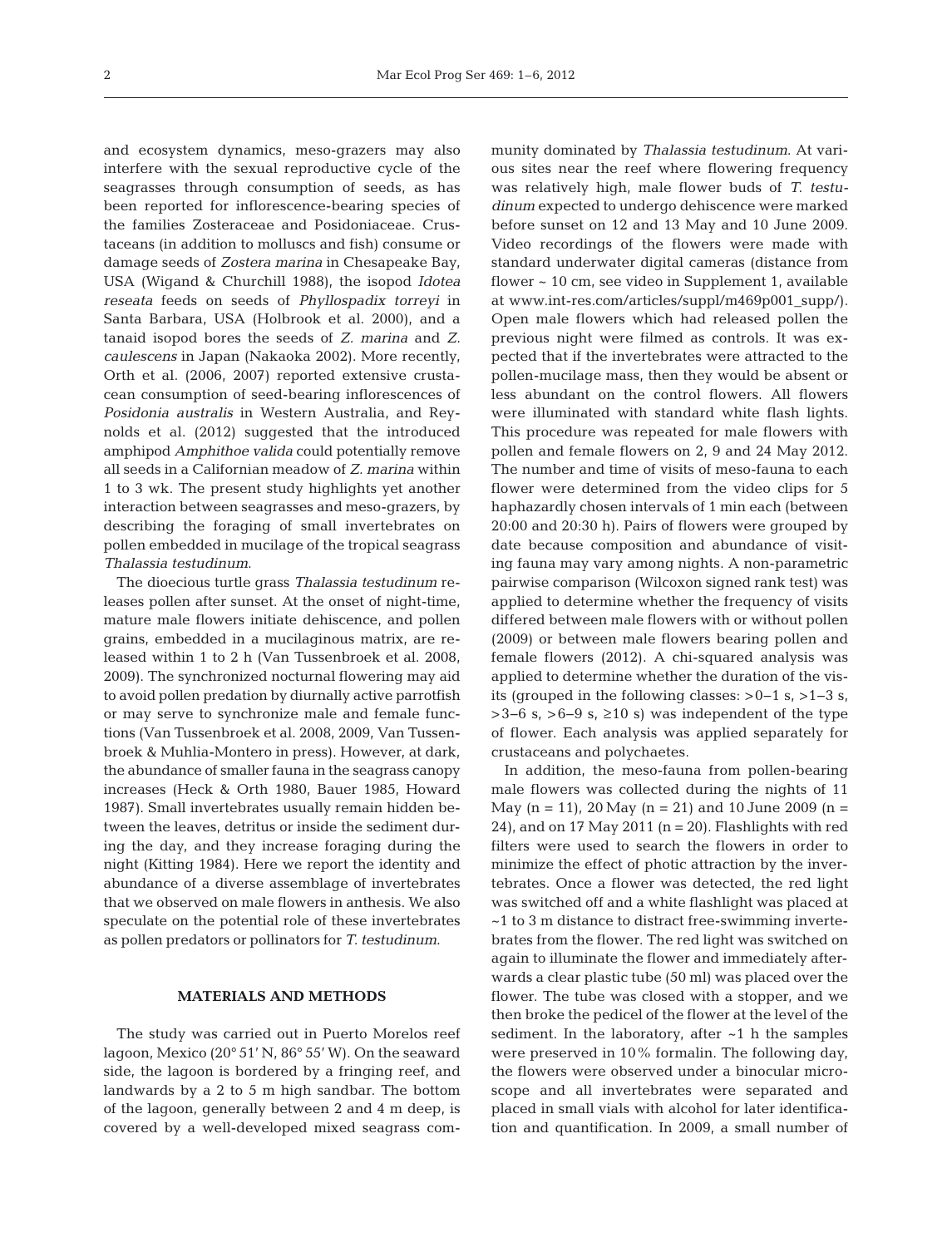and ecosystem dynamics, meso-grazers may also interfere with the sexual reproductive cycle of the seagrasses through consumption of seeds, as has been reported for inflorescence-bearing species of the families Zosteraceae and Posidoniaceae. Crustaceans (in addition to molluscs and fish) consume or damage seeds of *Zostera marina* in Chesapeake Bay, USA (Wigand & Churchill 1988), the isopod *Idotea reseata* feeds on seeds of *Phyllospadix torreyi* in Santa Barbara, USA (Holbrook et al. 2000), and a tanaid isopod bores the seeds of *Z. marina* and *Z. caulescens* in Japan (Nakaoka 2002). More recently, Orth et al. (2006, 2007) reported extensive crustacean consumption of seed-bearing inflorescences of *Posidonia australis* in Western Australia, and Reynolds et al. (2012) suggested that the introduced amphipod *Amphithoe valida* could potentially remove all seeds in a Californian meadow of *Z. marina* within 1 to 3 wk. The present study highlights yet another interaction between seagrasses and meso-grazers, by describing the foraging of small invertebrates on pollen embedded in mucilage of the tropical seagrass *Thalassia testudinum*.

The dioecious turtle grass *Thalassia testudinum* releases pollen after sunset. At the onset of night-time, mature male flowers initiate dehiscence, and pollen grains, embedded in a mucilaginous matrix, are released within 1 to 2 h (Van Tussenbroek et al. 2008, 2009). The synchronized nocturnal flowering may aid to avoid pollen predation by diurnally active parrotfish or may serve to synchronize male and female functions (Van Tussenbroek et al. 2008, 2009, Van Tussenbroek & Muhlia-Montero in press). However, at dark, the abundance of smaller fauna in the seagrass canopy increases (Heck & Orth 1980, Bauer 1985, Howard 1987). Small invertebrates usually remain hidden between the leaves, detritus or inside the sediment during the day, and they increase foraging during the night (Kitting 1984). Here we report the identity and abundance of a diverse assemblage of invertebrates that we observed on male flowers in anthesis. We also speculate on the potential role of these invertebrates as pollen predators or pollinators for *T. testudinum*.

## MATERIALS AND METHODS

The study was carried out in Puerto Morelos reef lagoon, Mexico (20° 51′ N, 86° 55′ W). On the seaward side, the lagoon is bordered by a fringing reef, and landwards by a 2 to 5 m high sandbar. The bottom of the lagoon, generally between 2 and 4 m deep, is covered by a well-developed mixed seagrass community dominated by *Thalassia testudinum*. At various sites near the reef where flowering frequency was relatively high, male flower buds of *T. testudinum* expected to undergo dehiscence were marked before sunset on 12 and 13 May and 10 June 2009. Video recordings of the flowers were made with standard underwater digital cameras (distance from flower ~ 10 cm, see video in Supplement 1, available at www.int-res.com/articles/suppl/m469p001_supp/). Open male flowers which had released pollen the previous night were filmed as controls. It was expected that if the invertebrates were attracted to the pollen-mucilage mass, then they would be absent or less abundant on the control flowers. All flowers were illuminated with standard white flash lights. This procedure was repeated for male flowers with pollen and female flowers on 2, 9 and 24 May 2012. The number and time of visits of meso-fauna to each flower were determined from the video clips for 5 haphazardly chosen intervals of 1 min each (between 20:00 and 20:30 h). Pairs of flowers were grouped by date because composition and abundance of visiting fauna may vary among nights. A non-parametric pairwise comparison (Wilcoxon signed rank test) was applied to determine whether the frequency of visits differed between male flowers with or without pollen (2009) or between male flowers bearing pollen and female flowers (2012). A chi-squared analysis was applied to determine whether the duration of the visits (grouped in the following classes: >0–1 s, >1–3 s, >3–6 s, >6–9 s, ≥10 s) was independent of the type of flower. Each analysis was applied separately for crustaceans and polychaetes.

In addition, the meso-fauna from pollen-bearing male flowers was collected during the nights of 11 May (n = 11), 20 May (n = 21) and 10 June 2009 (n = 24), and on 17 May 2011 (n = 20). Flashlights with red filters were used to search the flowers in order to minimize the effect of photic attraction by the invertebrates. Once a flower was detected, the red light was switched off and a white flashlight was placed at ~1 to 3 m distance to distract free-swimming invertebrates from the flower. The red light was switched on again to illuminate the flower and immediately afterwards a clear plastic tube (50 ml) was placed over the flower. The tube was closed with a stopper, and we then broke the pedicel of the flower at the level of the sediment. In the laboratory, after ~1 h the samples were preserved in 10% formalin. The following day, the flowers were observed under a binocular microscope and all invertebrates were separated and placed in small vials with alcohol for later identification and quantification. In 2009, a small number of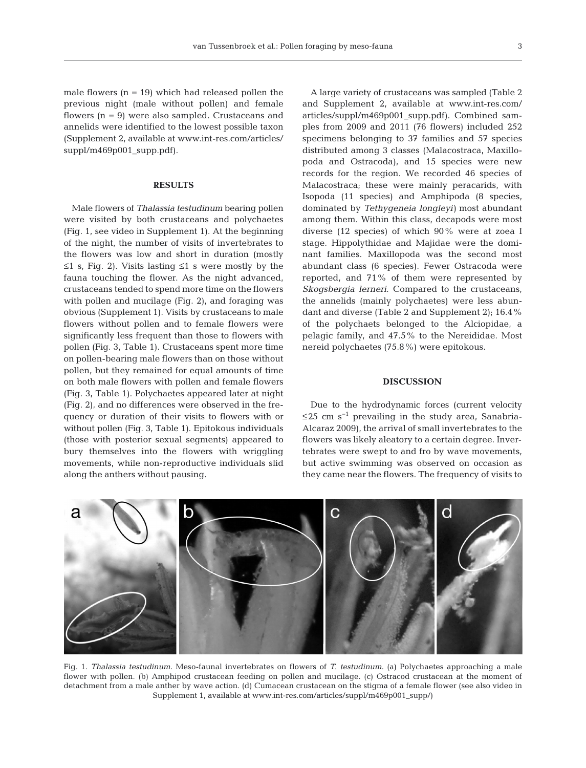male flowers (n = 19) which had released pollen the previous night (male without pollen) and female flowers (n = 9) were also sampled. Crustaceans and annelids were identified to the lowest possible taxon (Supplement 2, available at www.int-res.com/articles/suppl/m469p001_supp.pdf).

## RESULTS

Male flowers of *Thalassia testudinum* bearing pollen were visited by both crustaceans and polychaetes (Fig. 1, see video in Supplement 1). At the beginning of the night, the number of visits of invertebrates to the flowers was low and short in duration (mostly ≤1 s, Fig. 2). Visits lasting ≤1 s were mostly by the fauna touching the flower. As the night advanced, crustaceans tended to spend more time on the flowers with pollen and mucilage (Fig. 2), and foraging was obvious (Supplement 1). Visits by crustaceans to male flowers without pollen and to female flowers were significantly less frequent than those to flowers with pollen (Fig. 3, Table 1). Crustaceans spent more time on pollen-bearing male flowers than on those without pollen, but they remained for equal amounts of time on both male flowers with pollen and female flowers (Fig. 3, Table 1). Polychaetes appeared later at night (Fig. 2), and no differences were observed in the frequency or duration of their visits to flowers with or without pollen (Fig. 3, Table 1). Epitokous individuals (those with posterior sexual segments) appeared to bury themselves into the flowers with wriggling movements, while non-reproductive individuals slid along the anthers without pausing.

A large variety of crustaceans was sampled (Table 2 and Supplement 2, available at www.int-res.com/articles/suppl/m469p001_supp.pdf). Combined samples from 2009 and 2011 (76 flowers) included 252 specimens belonging to 37 families and 57 species distributed among 3 classes (Malacostraca, Maxillopoda and Ostracoda), and 15 species were new records for the region. We recorded 46 species of Malacostraca; these were mainly peracarids, with Isopoda (11 species) and Amphipoda (8 species, dominated by *Tethygeneia longleyi*) most abundant among them. Within this class, decapods were most diverse (12 species) of which 90% were at zoea I stage. Hippolythidae and Majidae were the dominant families. Maxillopoda was the second most abundant class (6 species). Fewer Ostracoda were reported, and 71% of them were represented by *Skogsbergia lerneri*. Compared to the crustaceans, the annelids (mainly polychaetes) were less abundant and diverse (Table 2 and Supplement 2); 16.4% of the polychaets belonged to the Alciopidae, a pelagic family, and 47.5% to the Nereididae. Most nereid polychaetes (75.8%) were epitokous.

## DISCUSSION

Due to the hydrodynamic forces (current velocity ≤25 cm $s^{-1}$ prevailing in the study area, Sanabria-Alcaraz 2009), the arrival of small invertebrates to the flowers was likely aleatory to a certain degree. Invertebrates were swept to and fro by wave movements, but active swimming was observed on occasion as they came near the flowers. The frequency of visits to

Fig. 1. *Thalassia testudinum.* Meso-faunal invertebrates on flowers of *T. testudinum*. (a) Polychaetes approaching a male flower with pollen. (b) Amphipod crustacean feeding on pollen and mucilage. (c) Ostracod crustacean at the moment of detachment from a male anther by wave action. (d) Cumacean crustacean on the stigma of a female flower (see also video in Supplement 1, available at www.int-res.com/articles/suppl/m469p001_supp/)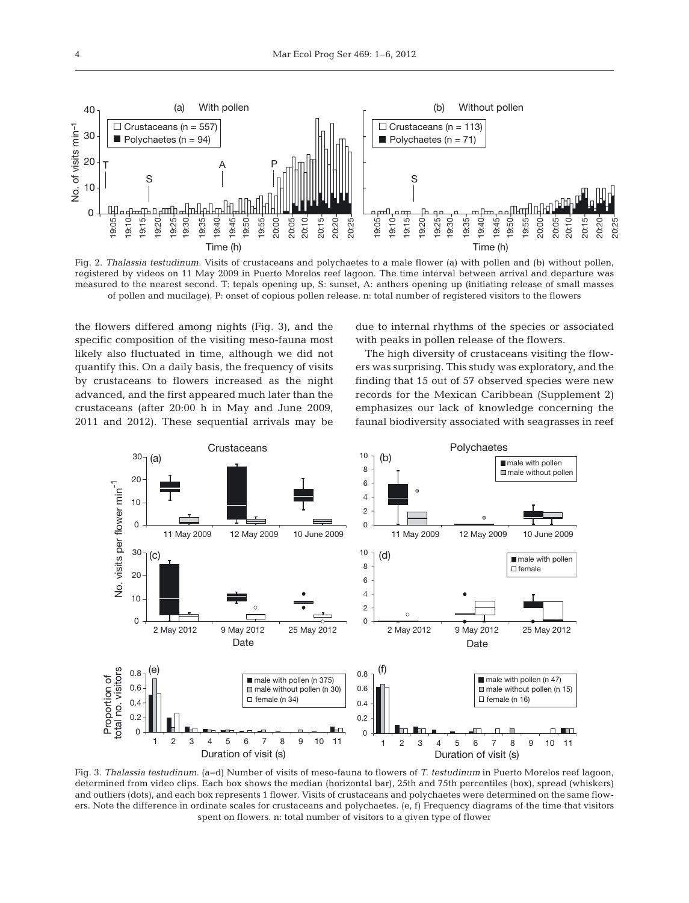Fig. 2. *Thalassia testudinum.* Visits of crustaceans and polychaetes to a male flower (a) with pollen and (b) without pollen, registered by videos on 11 May 2009 in Puerto Morelos reef lagoon. The time interval between arrival and departure was measured to the nearest second. T: tepals opening up, S: sunset, A: anthers opening up (initiating release of small masses of pollen and mucilage), P: onset of copious pollen release. n: total number of registered visitors to the flowers

the flowers differed among nights (Fig. 3), and the specific composition of the visiting meso-fauna most likely also fluctuated in time, although we did not quantify this. On a daily basis, the frequency of visits by crustaceans to flowers increased as the night advanced, and the first appeared much later than the crustaceans (after 20:00 h in May and June 2009, 2011 and 2012). These sequential arrivals may be due to internal rhythms of the species or associated with peaks in pollen release of the flowers.

The high diversity of crustaceans visiting the flowers was surprising. This study was exploratory, and the finding that 15 out of 57 observed species were new records for the Mexican Caribbean (Supplement 2) emphasizes our lack of knowledge concerning the faunal biodiversity associated with seagrasses in reef

Fig. 3. *Thalassia testudinum.* (a–d) Number of visits of meso-fauna to flowers of *T. testudinum* in Puerto Morelos reef lagoon, determined from video clips. Each box shows the median (horizontal bar), 25th and 75th percentiles (box), spread (whiskers) and outliers (dots), and each box represents 1 flower. Visits of crustaceans and polychaetes were determined on the same flowers. Note the difference in ordinate scales for crustaceans and polychaetes. (e, f) Frequency diagrams of the time that visitors spent on flowers. n: total number of visitors to a given type of flower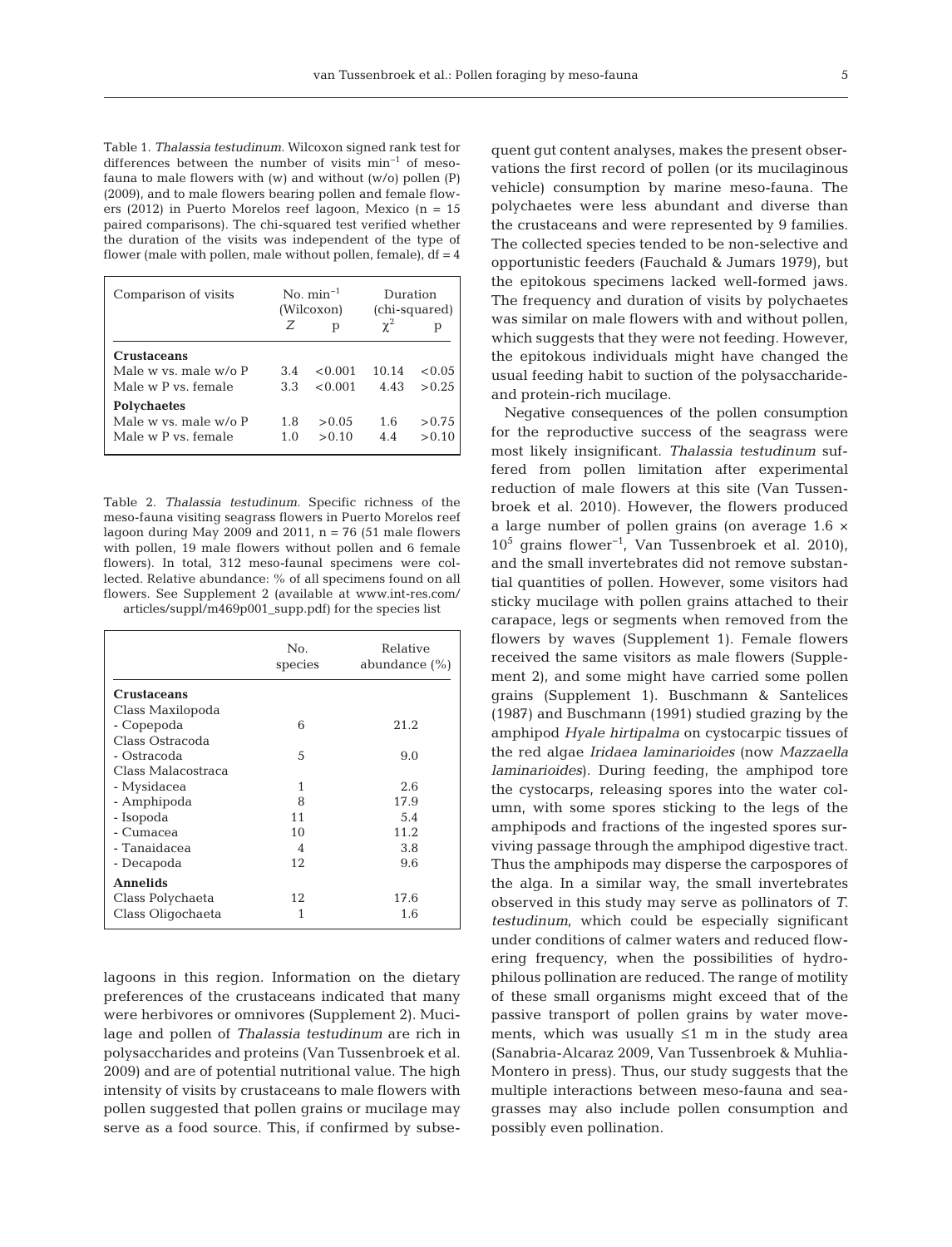Table 1. *Thalassia testudinum*. Wilcoxon signed rank test for differences between the number of visits $min^{-1}$ of meso-fauna to male flowers with (w) and without (w/o) pollen (P) (2009), and to male flowers bearing pollen and female flowers (2012) in Puerto Morelos reef lagoon, Mexico (n = 15 paired comparisons). The chi-squared test verified whether the duration of the visits was independent of the type of flower (male with pollen, male without pollen, female), df = 4

| Comparison of visits | No. $min^{-1}$ (Wilcoxon) | | Duration (chi-squared) | |
|---|---|---|---|---|
| | *Z* | p | $\chi^2$ | p |
| **Crustaceans** | | | | |
| Male w vs. male w/o P | 3.4 | <0.001 | 10.14 | <0.05 |
| Male w P vs. female | 3.3 | <0.001 | 4.43 | >0.25 |
| **Polychaetes** | | | | |
| Male w vs. male w/o P | 1.8 | >0.05 | 1.6 | >0.75 |
| Male w P vs. female | 1.0 | >0.10 | 4.4 | >0.10 |

Table 2. *Thalassia testudinum*. Specific richness of the meso-fauna visiting seagrass flowers in Puerto Morelos reef lagoon during May 2009 and 2011, n = 76 (51 male flowers with pollen, 19 male flowers without pollen and 6 female flowers). In total, 312 meso-faunal specimens were collected. Relative abundance: % of all specimens found on all flowers. See Supplement 2 (available at www.int-res.com/articles/suppl/m469p001_supp.pdf) for the species list

| | No. species | Relative abundance (%) |
|---|---|---|
| **Crustaceans** | | |
| Class Maxilopoda | | |
| - Copepoda | 6 | 21.2 |
| Class Ostracoda | | |
| - Ostracoda | 5 | 9.0 |
| Class Malacostraca | | |
| - Mysidacea | 1 | 2.6 |
| - Amphipoda | 8 | 17.9 |
| - Isopoda | 11 | 5.4 |
| - Cumacea | 10 | 11.2 |
| - Tanaidacea | 4 | 3.8 |
| - Decapoda | 12 | 9.6 |
| **Annelids** | | |
| Class Polychaeta | 12 | 17.6 |
| Class Oligochaeta | 1 | 1.6 |

lagoons in this region. Information on the dietary preferences of the crustaceans indicated that many were herbivores or omnivores (Supplement 2). Mucilage and pollen of *Thalassia testudinum* are rich in polysaccharides and proteins (Van Tussenbroek et al. 2009) and are of potential nutritional value. The high intensity of visits by crustaceans to male flowers with pollen suggested that pollen grains or mucilage may serve as a food source. This, if confirmed by subsequent gut content analyses, makes the present observations the first record of pollen (or its mucilaginous vehicle) consumption by marine meso-fauna. The polychaetes were less abundant and diverse than the crustaceans and were represented by 9 families. The collected species tended to be non-selective and opportunistic feeders (Fauchald & Jumars 1979), but the epitokous specimens lacked well-formed jaws. The frequency and duration of visits by polychaetes was similar on male flowers with and without pollen, which suggests that they were not feeding. However, the epitokous individuals might have changed the usual feeding habit to suction of the polysaccharide- and protein-rich mucilage.

Negative consequences of the pollen consumption for the reproductive success of the seagrass were most likely insignificant. *Thalassia testudinum* suffered from pollen limitation after experimental reduction of male flowers at this site (Van Tussenbroek et al. 2010). However, the flowers produced a large number of pollen grains (on average $1.6 \times 10^5$ grains $flower^{-1}$, Van Tussenbroek et al. 2010), and the small invertebrates did not remove substantial quantities of pollen. However, some visitors had sticky mucilage with pollen grains attached to their carapace, legs or segments when removed from the flowers by waves (Supplement 1). Female flowers received the same visitors as male flowers (Supplement 2), and some might have carried some pollen grains (Supplement 1). Buschmann & Santelices (1987) and Buschmann (1991) studied grazing by the amphipod *Hyale hirtipalma* on cystocarpic tissues of the red algae *Iridaea laminarioides* (now *Mazzaella laminarioides*). During feeding, the amphipod tore the cystocarps, releasing spores into the water column, with some spores sticking to the legs of the amphipods and fractions of the ingested spores surviving passage through the amphipod digestive tract. Thus the amphipods may disperse the carpospores of the alga. In a similar way, the small invertebrates observed in this study may serve as pollinators of *T. testudinum*, which could be especially significant under conditions of calmer waters and reduced flowering frequency, when the possibilities of hydrophilous pollination are reduced. The range of motility of these small organisms might exceed that of the passive transport of pollen grains by water movements, which was usually ≤1 m in the study area (Sanabria-Alcaraz 2009, Van Tussenbroek & Muhlia-Montero in press). Thus, our study suggests that the multiple interactions between meso-fauna and seagrasses may also include pollen consumption and possibly even pollination.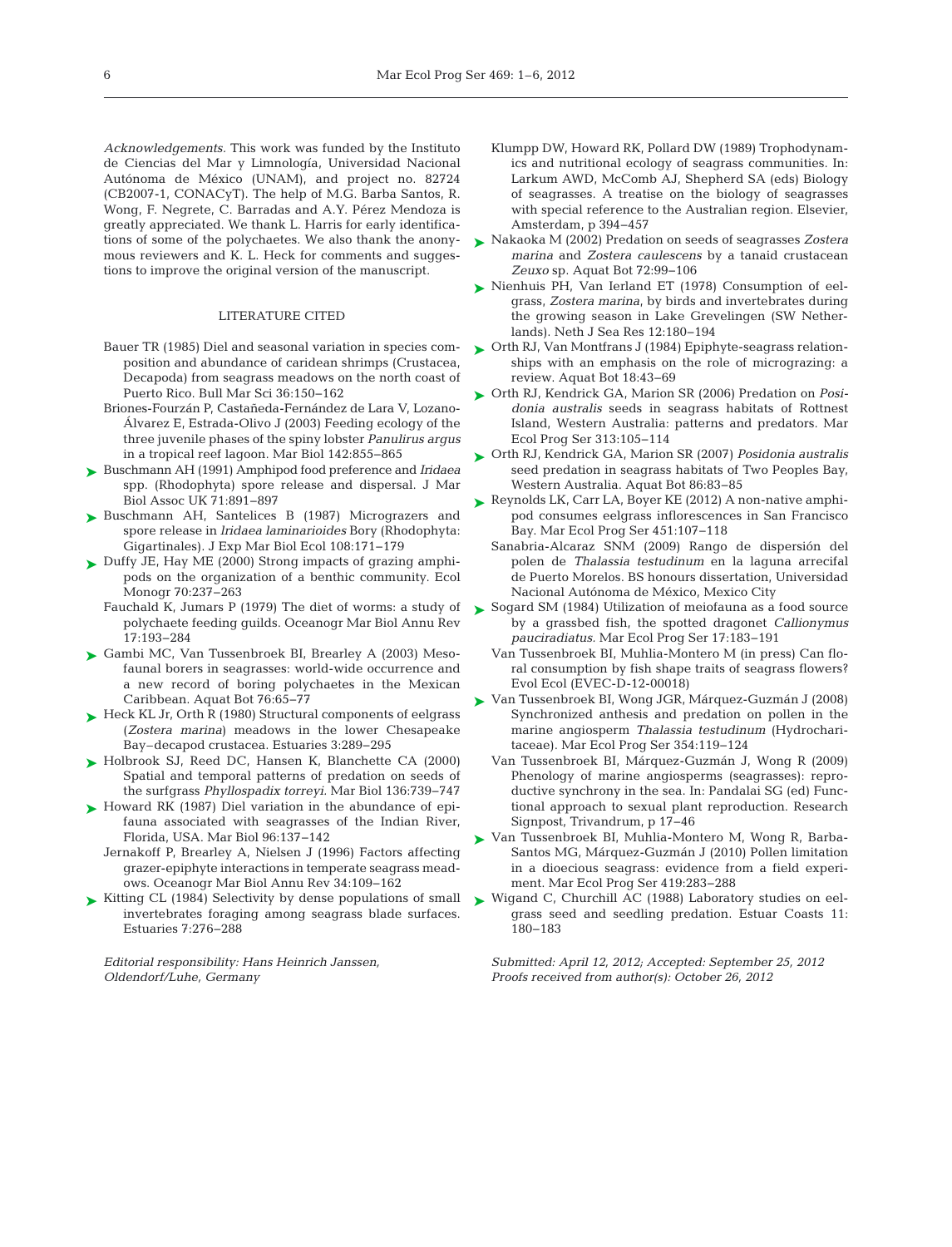*Acknowledgements.* This work was funded by the Instituto de Ciencias del Mar y Limnología, Universidad Nacional Autónoma de México (UNAM), and project no. 82724 (CB2007-1, CONACyT). The help of M.G. Barba Santos, R. Wong, F. Negrete, C. Barradas and A.Y. Pérez Mendoza is greatly appreciated. We thank L. Harris for early identifications of some of the polychaetes. We also thank the anonymous reviewers and K. L. Heck for comments and suggestions to improve the original version of the manuscript.

## LITERATURE CITED

Bauer TR (1985) Diel and seasonal variation in species composition and abundance of caridean shrimps (Crustacea, Decapoda) from seagrass meadows on the north coast of Puerto Rico. Bull Mar Sci 36:150–162

Briones-Fourzán P, Castañeda-Fernández de Lara V, Lozano-Álvarez E, Estrada-Olivo J (2003) Feeding ecology of the three juvenile phases of the spiny lobster *Panulirus argus* in a tropical reef lagoon. Mar Biol 142:855–865

Buschmann AH (1991) Amphipod food preference and *Iridaea* spp. (Rhodophyta) spore release and dispersal. J Mar Biol Assoc UK 71:891–897

Buschmann AH, Santelices B (1987) Micrograzers and spore release in *Iridaea laminarioides* Bory (Rhodophyta: Gigartinales). J Exp Mar Biol Ecol 108:171–179

Duffy JE, Hay ME (2000) Strong impacts of grazing amphipods on the organization of a benthic community. Ecol Monogr 70:237–263

Fauchald K, Jumars P (1979) The diet of worms: a study of polychaete feeding guilds. Oceanogr Mar Biol Annu Rev 17:193–284

Gambi MC, Van Tussenbroek BI, Brearley A (2003) Mesofaunal borers in seagrasses: world-wide occurrence and a new record of boring polychaetes in the Mexican Caribbean. Aquat Bot 76:65–77

Heck KL Jr, Orth R (1980) Structural components of eelgrass (*Zostera marina*) meadows in the lower Chesapeake Bay–decapod crustacea. Estuaries 3:289–295

Holbrook SJ, Reed DC, Hansen K, Blanchette CA (2000) Spatial and temporal patterns of predation on seeds of the surfgrass *Phyllospadix torreyi.* Mar Biol 136:739–747

Howard RK (1987) Diel variation in the abundance of epifauna associated with seagrasses of the Indian River, Florida, USA. Mar Biol 96:137–142

Jernakoff P, Brearley A, Nielsen J (1996) Factors affecting grazer-epiphyte interactions in temperate seagrass meadows. Oceanogr Mar Biol Annu Rev 34:109–162

Kitting CL (1984) Selectivity by dense populations of small invertebrates foraging among seagrass blade surfaces. Estuaries 7:276–288

Klumpp DW, Howard RK, Pollard DW (1989) Trophodynamics and nutritional ecology of seagrass communities. In: Larkum AWD, McComb AJ, Shepherd SA (eds) Biology of seagrasses. A treatise on the biology of seagrasses with special reference to the Australian region. Elsevier, Amsterdam, p 394–457

Nakaoka M (2002) Predation on seeds of seagrasses *Zostera marina* and *Zostera caulescens* by a tanaid crustacean *Zeuxo* sp. Aquat Bot 72:99–106

Nienhuis PH, Van Ierland ET (1978) Consumption of eelgrass, *Zostera marina*, by birds and invertebrates during the growing season in Lake Grevelingen (SW Netherlands). Neth J Sea Res 12:180–194

Orth RJ, Van Montfrans J (1984) Epiphyte-seagrass relationships with an emphasis on the role of micrograzing: a review. Aquat Bot 18:43–69

Orth RJ, Kendrick GA, Marion SR (2006) Predation on *Posidonia australis* seeds in seagrass habitats of Rottnest Island, Western Australia: patterns and predators. Mar Ecol Prog Ser 313:105–114

Orth RJ, Kendrick GA, Marion SR (2007) *Posidonia australis* seed predation in seagrass habitats of Two Peoples Bay, Western Australia. Aquat Bot 86:83–85

Reynolds LK, Carr LA, Boyer KE (2012) A non-native amphipod consumes eelgrass inflorescences in San Francisco Bay. Mar Ecol Prog Ser 451:107–118

Sanabria-Alcaraz SNM (2009) Rango de dispersión del polen de *Thalassia testudinum* en la laguna arrecifal de Puerto Morelos. BS honours dissertation, Universidad Nacional Autónoma de México, Mexico City

Sogard SM (1984) Utilization of meiofauna as a food source by a grassbed fish, the spotted dragonet *Callionymus pauciradiatus.* Mar Ecol Prog Ser 17:183–191

Van Tussenbroek BI, Muhlia-Montero M (in press) Can floral consumption by fish shape traits of seagrass flowers? Evol Ecol (EVEC-D-12-00018)

Van Tussenbroek BI, Wong JGR, Márquez-Guzmán J (2008) Synchronized anthesis and predation on pollen in the marine angiosperm *Thalassia testudinum* (Hydrocharitaceae). Mar Ecol Prog Ser 354:119–124

Van Tussenbroek BI, Márquez-Guzmán J, Wong R (2009) Phenology of marine angiosperms (seagrasses): reproductive synchrony in the sea. In: Pandalai SG (ed) Functional approach to sexual plant reproduction. Research Signpost, Trivandrum, p 17–46

Van Tussenbroek BI, Muhlia-Montero M, Wong R, Barba-Santos MG, Márquez-Guzmán J (2010) Pollen limitation in a dioecious seagrass: evidence from a field experiment. Mar Ecol Prog Ser 419:283–288

Wigand C, Churchill AC (1988) Laboratory studies on eelgrass seed and seedling predation. Estuar Coasts 11: 180–183

*Editorial responsibility: Hans Heinrich Janssen, Oldendorf/Luhe, Germany*

*Submitted: April 12, 2012; Accepted: September 25, 2012*
*Proofs received from author(s): October 26, 2012*